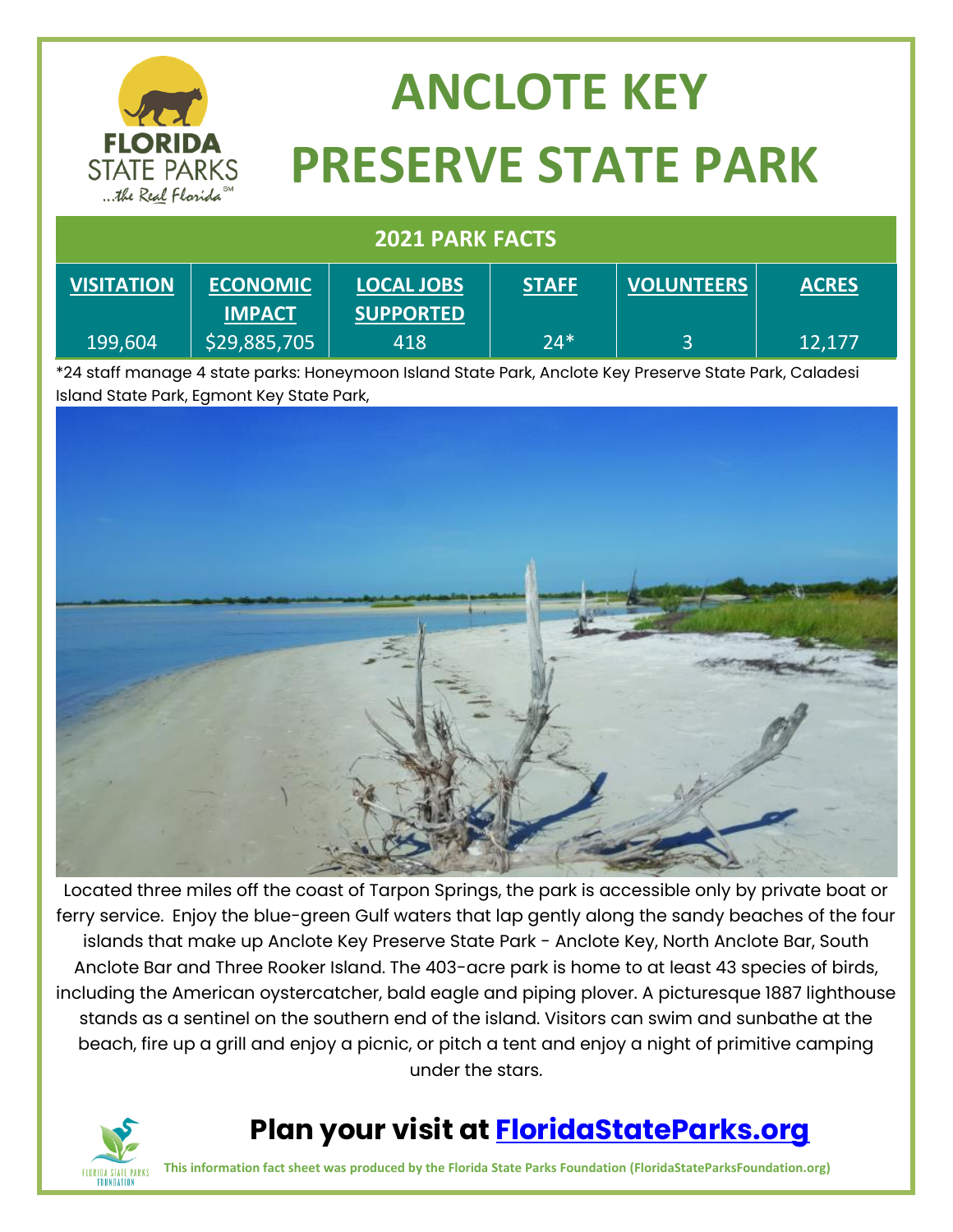# ANCLOTE KEY PRESERVE STATE PARK

## 2021 PARK FACTS

| VISITATION | ECONOMIC IMPACT | LOCAL JOBS SUPPORTED | STAFF | VOLUNTEERS | ACRES |
|---|---|---|---|---|---|
| 199,604 | $29,885,705 | 418 | 24* | 3 | 12,177 |

*24 staff manage 4 state parks: Honeymoon Island State Park, Anclote Key Preserve State Park, Caladesi Island State Park, Egmont Key State Park,

Located three miles off the coast of Tarpon Springs, the park is accessible only by private boat or ferry service. Enjoy the blue-green Gulf waters that lap gently along the sandy beaches of the four islands that make up Anclote Key Preserve State Park - Anclote Key, North Anclote Bar, South Anclote Bar and Three Rooker Island. The 403-acre park is home to at least 43 species of birds, including the American oystercatcher, bald eagle and piping plover. A picturesque 1887 lighthouse stands as a sentinel on the southern end of the island. Visitors can swim and sunbathe at the beach, fire up a grill and enjoy a picnic, or pitch a tent and enjoy a night of primitive camping under the stars.

## Plan your visit at [FloridaStateParks.org](FloridaStateParks.org)

**This information fact sheet was produced by the Florida State Parks Foundation (FloridaStateParksFoundation.org)**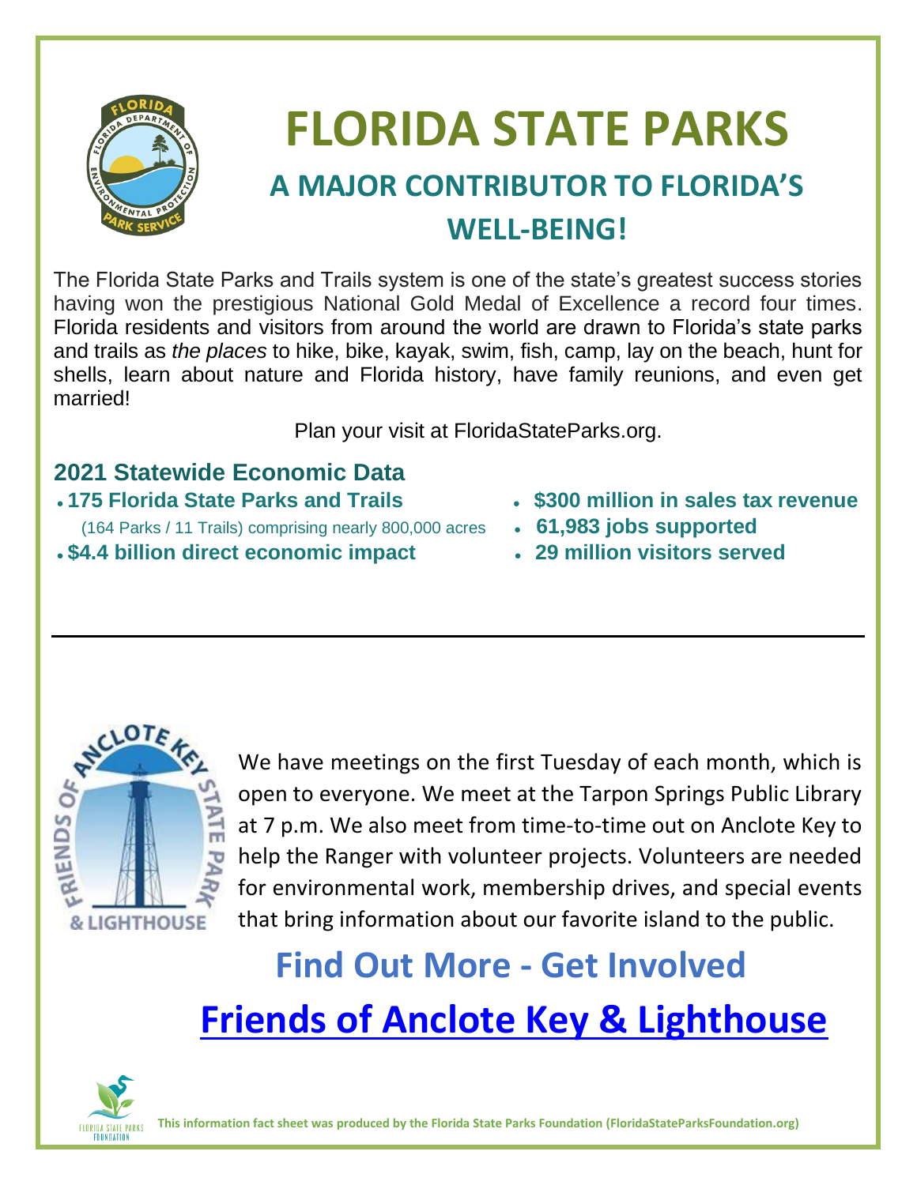# FLORIDA STATE PARKS

## A MAJOR CONTRIBUTOR TO FLORIDA'S WELL-BEING!

The Florida State Parks and Trails system is one of the state's greatest success stories having won the prestigious National Gold Medal of Excellence a record four times. Florida residents and visitors from around the world are drawn to Florida's state parks and trails as *the places* to hike, bike, kayak, swim, fish, camp, lay on the beach, hunt for shells, learn about nature and Florida history, have family reunions, and even get married!

Plan your visit at FloridaStateParks.org.

### 2021 Statewide Economic Data

- **175 Florida State Parks and Trails**
  (164 Parks / 11 Trails) comprising nearly 800,000 acres
- **$4.4 billion direct economic impact**
- **$300 million in sales tax revenue**
- **61,983 jobs supported**
- **29 million visitors served**

---

We have meetings on the first Tuesday of each month, which is open to everyone. We meet at the Tarpon Springs Public Library at 7 p.m. We also meet from time-to-time out on Anclote Key to help the Ranger with volunteer projects. Volunteers are needed for environmental work, membership drives, and special events that bring information about our favorite island to the public.

## Find Out More - Get Involved

## Friends of Anclote Key & Lighthouse

**This information fact sheet was produced by the Florida State Parks Foundation (FloridaStateParksFoundation.org)**